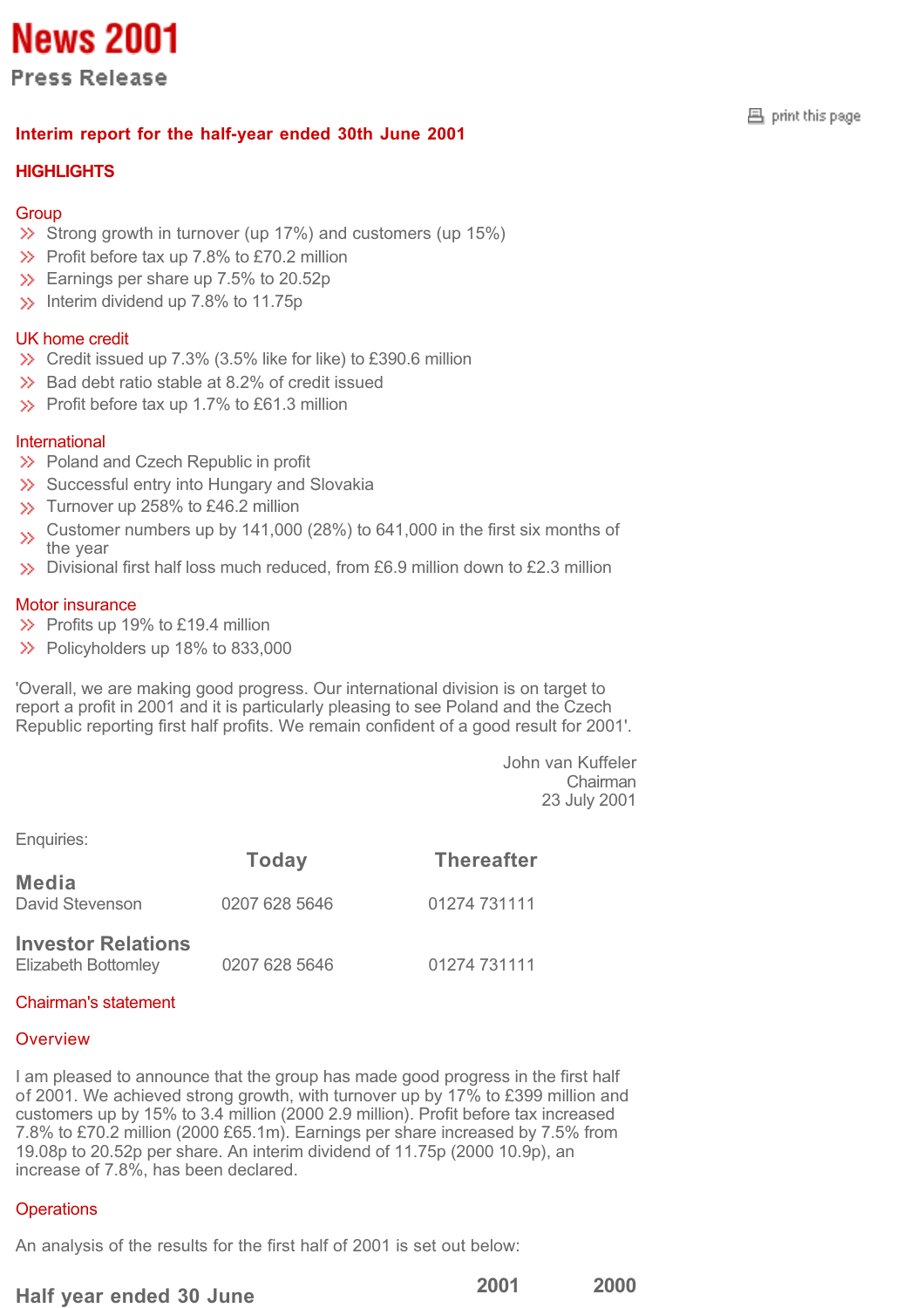# News 2001

## Press Release

### Interim report for the half-year ended 30th June 2001

### HIGHLIGHTS

**Group**

- Strong growth in turnover (up 17%) and customers (up 15%)
- Profit before tax up 7.8% to £70.2 million
- Earnings per share up 7.5% to 20.52p
- Interim dividend up 7.8% to 11.75p

**UK home credit**

- Credit issued up 7.3% (3.5% like for like) to £390.6 million
- Bad debt ratio stable at 8.2% of credit issued
- Profit before tax up 1.7% to £61.3 million

**International**

- Poland and Czech Republic in profit
- Successful entry into Hungary and Slovakia
- Turnover up 258% to £46.2 million
- Customer numbers up by 141,000 (28%) to 641,000 in the first six months of the year
- Divisional first half loss much reduced, from £6.9 million down to £2.3 million

**Motor insurance**

- Profits up 19% to £19.4 million
- Policyholders up 18% to 833,000

'Overall, we are making good progress. Our international division is on target to report a profit in 2001 and it is particularly pleasing to see Poland and the Czech Republic reporting first half profits. We remain confident of a good result for 2001'.

John van Kuffeler
Chairman
23 July 2001

Enquiries:

| | Today | Thereafter |
|---|---|---|
| **Media** | | |
| David Stevenson | 0207 628 5646 | 01274 731111 |
| **Investor Relations** | | |
| Elizabeth Bottomley | 0207 628 5646 | 01274 731111 |

### Chairman's statement

**Overview**

I am pleased to announce that the group has made good progress in the first half of 2001. We achieved strong growth, with turnover up by 17% to £399 million and customers up by 15% to 3.4 million (2000 2.9 million). Profit before tax increased 7.8% to £70.2 million (2000 £65.1m). Earnings per share increased by 7.5% from 19.08p to 20.52p per share. An interim dividend of 11.75p (2000 10.9p), an increase of 7.8%, has been declared.

**Operations**

An analysis of the results for the first half of 2001 is set out below:

| Half year ended 30 June | 2001 | 2000 |
|---|---|---|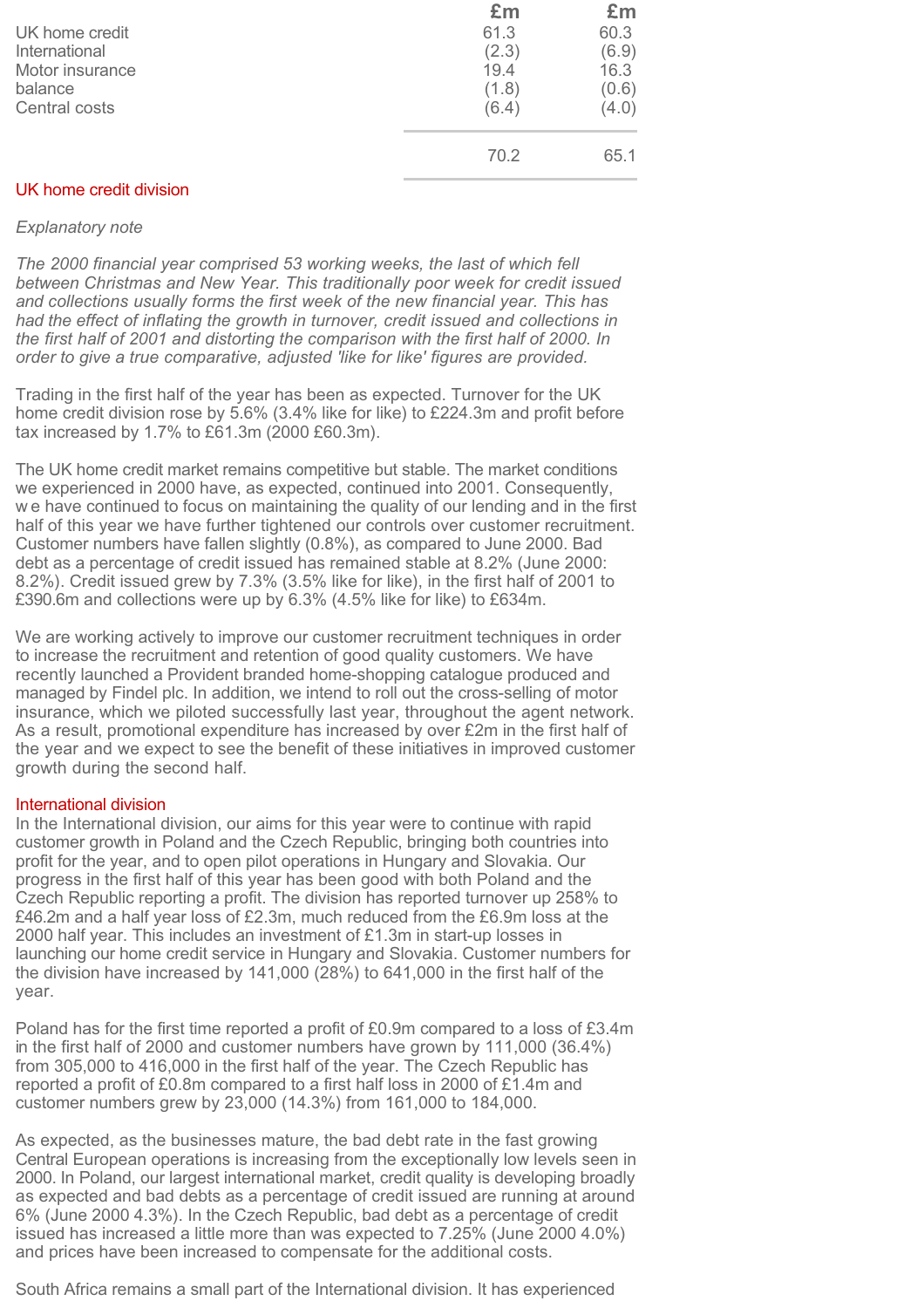| | £m | £m |
|---|---|---|
| UK home credit | 61.3 | 60.3 |
| International | (2.3) | (6.9) |
| Motor insurance | 19.4 | 16.3 |
| balance | (1.8) | (0.6) |
| Central costs | (6.4) | (4.0) |
| | 70.2 | 65.1 |

## UK home credit division

*Explanatory note*

*The 2000 financial year comprised 53 working weeks, the last of which fell between Christmas and New Year. This traditionally poor week for credit issued and collections usually forms the first week of the new financial year. This has had the effect of inflating the growth in turnover, credit issued and collections in the first half of 2001 and distorting the comparison with the first half of 2000. In order to give a true comparative, adjusted 'like for like' figures are provided.*

Trading in the first half of the year has been as expected. Turnover for the UK home credit division rose by 5.6% (3.4% like for like) to £224.3m and profit before tax increased by 1.7% to £61.3m (2000 £60.3m).

The UK home credit market remains competitive but stable. The market conditions we experienced in 2000 have, as expected, continued into 2001. Consequently, we have continued to focus on maintaining the quality of our lending and in the first half of this year we have further tightened our controls over customer recruitment. Customer numbers have fallen slightly (0.8%), as compared to June 2000. Bad debt as a percentage of credit issued has remained stable at 8.2% (June 2000: 8.2%). Credit issued grew by 7.3% (3.5% like for like), in the first half of 2001 to £390.6m and collections were up by 6.3% (4.5% like for like) to £634m.

We are working actively to improve our customer recruitment techniques in order to increase the recruitment and retention of good quality customers. We have recently launched a Provident branded home-shopping catalogue produced and managed by Findel plc. In addition, we intend to roll out the cross-selling of motor insurance, which we piloted successfully last year, throughout the agent network. As a result, promotional expenditure has increased by over £2m in the first half of the year and we expect to see the benefit of these initiatives in improved customer growth during the second half.

## International division

In the International division, our aims for this year were to continue with rapid customer growth in Poland and the Czech Republic, bringing both countries into profit for the year, and to open pilot operations in Hungary and Slovakia. Our progress in the first half of this year has been good with both Poland and the Czech Republic reporting a profit. The division has reported turnover up 258% to £46.2m and a half year loss of £2.3m, much reduced from the £6.9m loss at the 2000 half year. This includes an investment of £1.3m in start-up losses in launching our home credit service in Hungary and Slovakia. Customer numbers for the division have increased by 141,000 (28%) to 641,000 in the first half of the year.

Poland has for the first time reported a profit of £0.9m compared to a loss of £3.4m in the first half of 2000 and customer numbers have grown by 111,000 (36.4%) from 305,000 to 416,000 in the first half of the year. The Czech Republic has reported a profit of £0.8m compared to a first half loss in 2000 of £1.4m and customer numbers grew by 23,000 (14.3%) from 161,000 to 184,000.

As expected, as the businesses mature, the bad debt rate in the fast growing Central European operations is increasing from the exceptionally low levels seen in 2000. In Poland, our largest international market, credit quality is developing broadly as expected and bad debts as a percentage of credit issued are running at around 6% (June 2000 4.3%). In the Czech Republic, bad debt as a percentage of credit issued has increased a little more than was expected to 7.25% (June 2000 4.0%) and prices have been increased to compensate for the additional costs.

South Africa remains a small part of the International division. It has experienced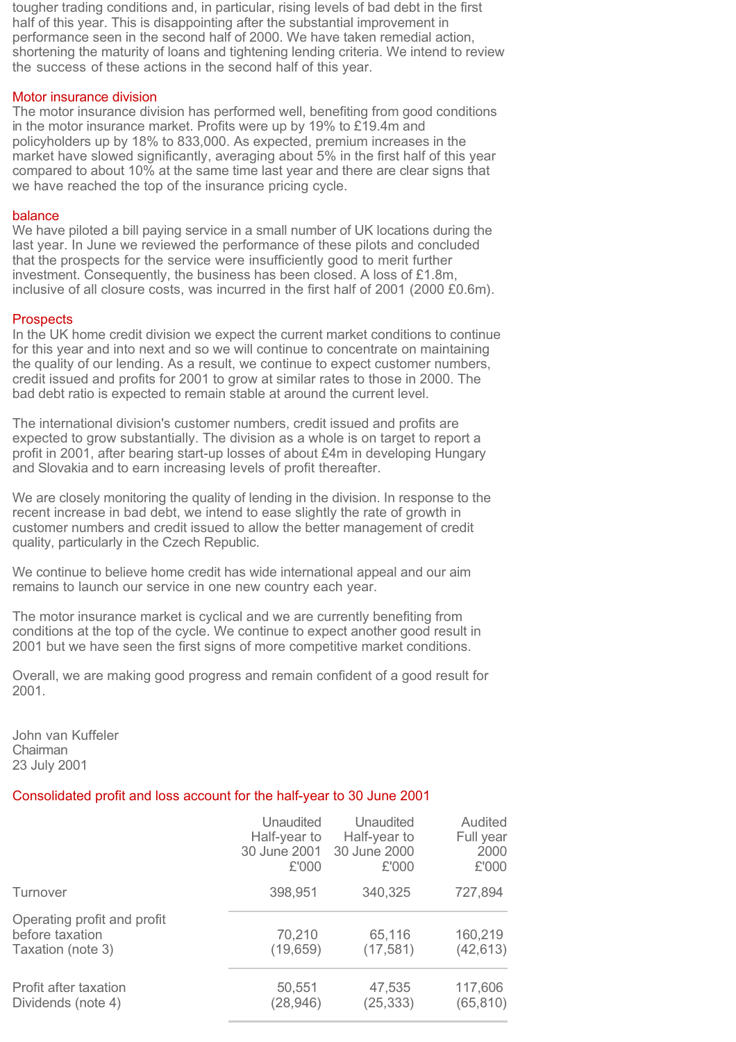tougher trading conditions and, in particular, rising levels of bad debt in the first half of this year. This is disappointing after the substantial improvement in performance seen in the second half of 2000. We have taken remedial action, shortening the maturity of loans and tightening lending criteria. We intend to review the success of these actions in the second half of this year.

## Motor insurance division

The motor insurance division has performed well, benefiting from good conditions in the motor insurance market. Profits were up by 19% to £19.4m and policyholders up by 18% to 833,000. As expected, premium increases in the market have slowed significantly, averaging about 5% in the first half of this year compared to about 10% at the same time last year and there are clear signs that we have reached the top of the insurance pricing cycle.

## balance

We have piloted a bill paying service in a small number of UK locations during the last year. In June we reviewed the performance of these pilots and concluded that the prospects for the service were insufficiently good to merit further investment. Consequently, the business has been closed. A loss of £1.8m, inclusive of all closure costs, was incurred in the first half of 2001 (2000 £0.6m).

## Prospects

In the UK home credit division we expect the current market conditions to continue for this year and into next and so we will continue to concentrate on maintaining the quality of our lending. As a result, we continue to expect customer numbers, credit issued and profits for 2001 to grow at similar rates to those in 2000. The bad debt ratio is expected to remain stable at around the current level.

The international division's customer numbers, credit issued and profits are expected to grow substantially. The division as a whole is on target to report a profit in 2001, after bearing start-up losses of about £4m in developing Hungary and Slovakia and to earn increasing levels of profit thereafter.

We are closely monitoring the quality of lending in the division. In response to the recent increase in bad debt, we intend to ease slightly the rate of growth in customer numbers and credit issued to allow the better management of credit quality, particularly in the Czech Republic.

We continue to believe home credit has wide international appeal and our aim remains to launch our service in one new country each year.

The motor insurance market is cyclical and we are currently benefiting from conditions at the top of the cycle. We continue to expect another good result in 2001 but we have seen the first signs of more competitive market conditions.

Overall, we are making good progress and remain confident of a good result for 2001.

John van Kuffeler
Chairman
23 July 2001

## Consolidated profit and loss account for the half-year to 30 June 2001

| | Unaudited Half-year to 30 June 2001 £'000 | Unaudited Half-year to 30 June 2000 £'000 | Audited Full year 2000 £'000 |
|---|---|---|---|
| Turnover | 398,951 | 340,325 | 727,894 |
| Operating profit and profit before taxation | 70,210 | 65,116 | 160,219 |
| Taxation (note 3) | (19,659) | (17,581) | (42,613) |
| Profit after taxation | 50,551 | 47,535 | 117,606 |
| Dividends (note 4) | (28,946) | (25,333) | (65,810) |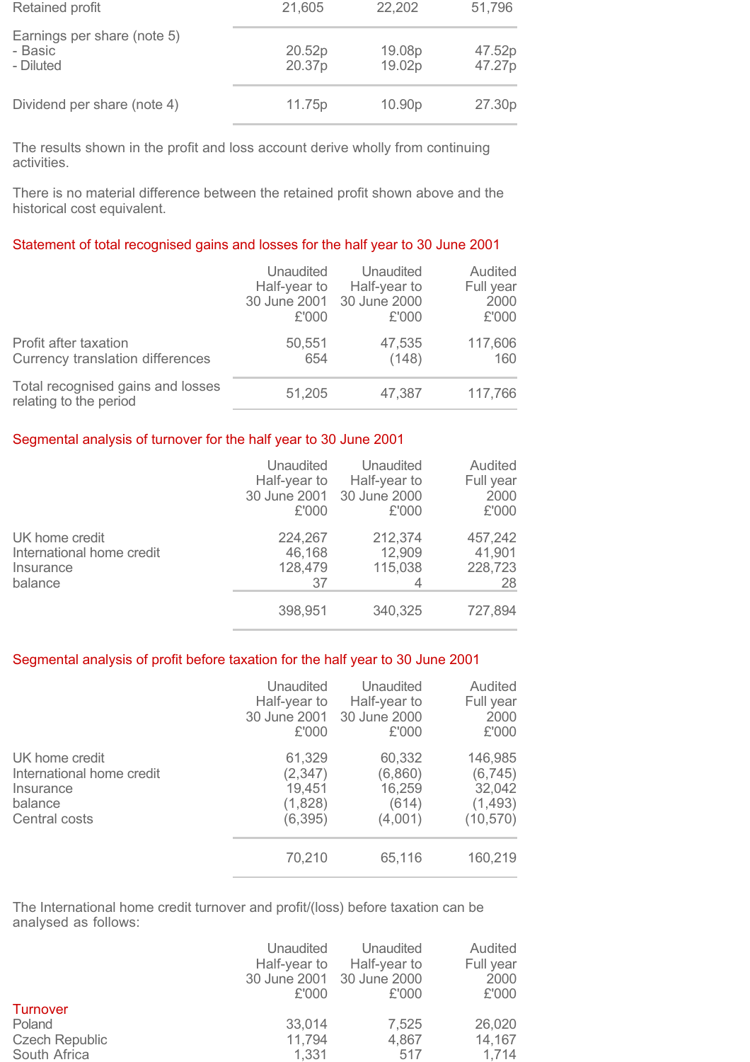| | | | |
|---|---|---|---|
| Retained profit | 21,605 | 22,202 | 51,796 |
| Earnings per share (note 5) | | | |
| - Basic | 20.52p | 19.08p | 47.52p |
| - Diluted | 20.37p | 19.02p | 47.27p |
| Dividend per share (note 4) | 11.75p | 10.90p | 27.30p |

The results shown in the profit and loss account derive wholly from continuing activities.

There is no material difference between the retained profit shown above and the historical cost equivalent.

## Statement of total recognised gains and losses for the half year to 30 June 2001

| | Unaudited Half-year to 30 June 2001 £'000 | Unaudited Half-year to 30 June 2000 £'000 | Audited Full year 2000 £'000 |
|---|---|---|---|
| Profit after taxation | 50,551 | 47,535 | 117,606 |
| Currency translation differences | 654 | (148) | 160 |
| Total recognised gains and losses relating to the period | 51,205 | 47,387 | 117,766 |

## Segmental analysis of turnover for the half year to 30 June 2001

| | Unaudited Half-year to 30 June 2001 £'000 | Unaudited Half-year to 30 June 2000 £'000 | Audited Full year 2000 £'000 |
|---|---|---|---|
| UK home credit | 224,267 | 212,374 | 457,242 |
| International home credit | 46,168 | 12,909 | 41,901 |
| Insurance | 128,479 | 115,038 | 228,723 |
| balance | 37 | 4 | 28 |
| | 398,951 | 340,325 | 727,894 |

## Segmental analysis of profit before taxation for the half year to 30 June 2001

| | Unaudited Half-year to 30 June 2001 £'000 | Unaudited Half-year to 30 June 2000 £'000 | Audited Full year 2000 £'000 |
|---|---|---|---|
| UK home credit | 61,329 | 60,332 | 146,985 |
| International home credit | (2,347) | (6,860) | (6,745) |
| Insurance | 19,451 | 16,259 | 32,042 |
| balance | (1,828) | (614) | (1,493) |
| Central costs | (6,395) | (4,001) | (10,570) |
| | 70,210 | 65,116 | 160,219 |

The International home credit turnover and profit/(loss) before taxation can be analysed as follows:

| | Unaudited Half-year to 30 June 2001 £'000 | Unaudited Half-year to 30 June 2000 £'000 | Audited Full year 2000 £'000 |
|---|---|---|---|
| **Turnover** | | | |
| Poland | 33,014 | 7,525 | 26,020 |
| Czech Republic | 11,794 | 4,867 | 14,167 |
| South Africa | 1,331 | 517 | 1,714 |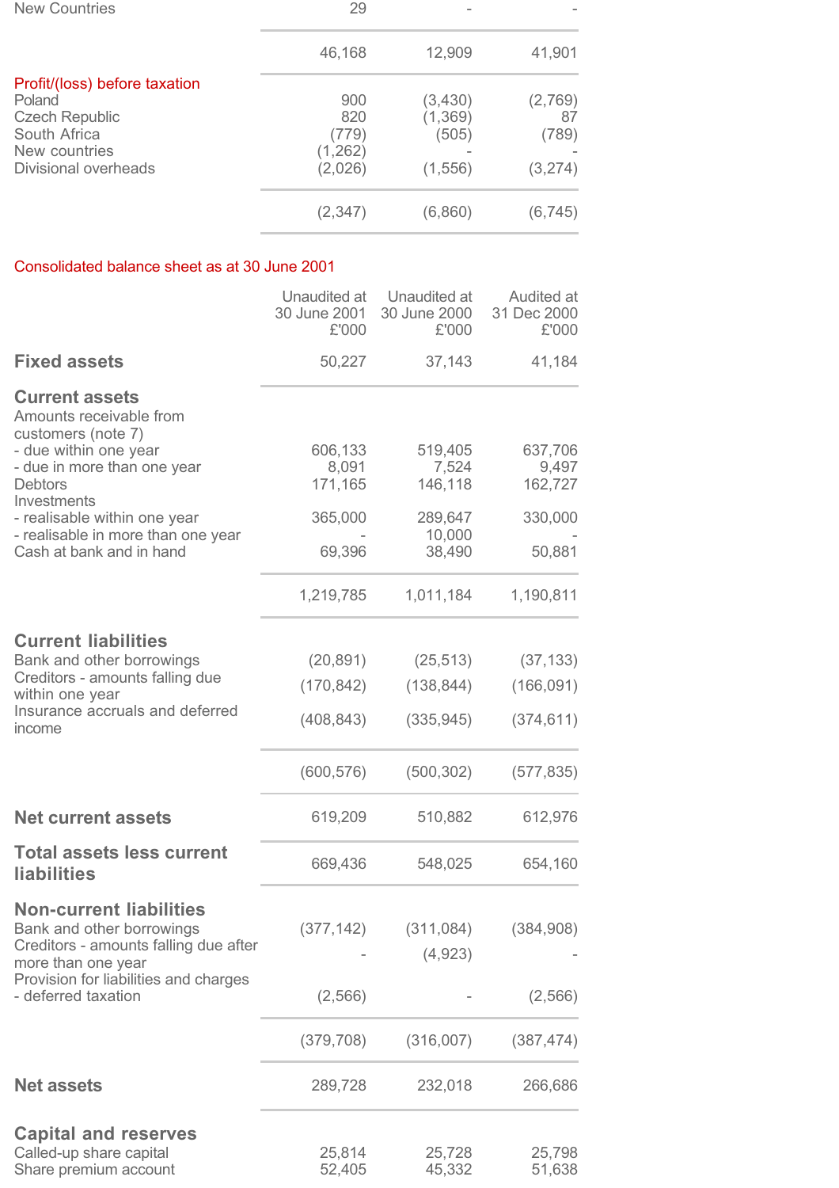| | | | |
|---|---|---|---|
| New Countries | 29 | - | - |
| | 46,168 | 12,909 | 41,901 |
| **Profit/(loss) before taxation** | | | |
| Poland | 900 | (3,430) | (2,769) |
| Czech Republic | 820 | (1,369) | 87 |
| South Africa | (779) | (505) | (789) |
| New countries | (1,262) | - | - |
| Divisional overheads | (2,026) | (1,556) | (3,274) |
| | (2,347) | (6,860) | (6,745) |

## Consolidated balance sheet as at 30 June 2001

| | Unaudited at 30 June 2001 £'000 | Unaudited at 30 June 2000 £'000 | Audited at 31 Dec 2000 £'000 |
|---|---|---|---|
| **Fixed assets** | 50,227 | 37,143 | 41,184 |
| **Current assets** | | | |
| Amounts receivable from customers (note 7) | | | |
| - due within one year | 606,133 | 519,405 | 637,706 |
| - due in more than one year | 8,091 | 7,524 | 9,497 |
| Debtors | 171,165 | 146,118 | 162,727 |
| Investments | | | |
| - realisable within one year | 365,000 | 289,647 | 330,000 |
| - realisable in more than one year | - | 10,000 | - |
| Cash at bank and in hand | 69,396 | 38,490 | 50,881 |
| | 1,219,785 | 1,011,184 | 1,190,811 |
| **Current liabilities** | | | |
| Bank and other borrowings | (20,891) | (25,513) | (37,133) |
| Creditors - amounts falling due within one year | (170,842) | (138,844) | (166,091) |
| Insurance accruals and deferred income | (408,843) | (335,945) | (374,611) |
| | (600,576) | (500,302) | (577,835) |
| **Net current assets** | 619,209 | 510,882 | 612,976 |
| **Total assets less current liabilities** | 669,436 | 548,025 | 654,160 |
| **Non-current liabilities** | | | |
| Bank and other borrowings | (377,142) | (311,084) | (384,908) |
| Creditors - amounts falling due after more than one year | - | (4,923) | - |
| Provision for liabilities and charges - deferred taxation | (2,566) | - | (2,566) |
| | (379,708) | (316,007) | (387,474) |
| **Net assets** | 289,728 | 232,018 | 266,686 |
| **Capital and reserves** | | | |
| Called-up share capital | 25,814 | 25,728 | 25,798 |
| Share premium account | 52,405 | 45,332 | 51,638 |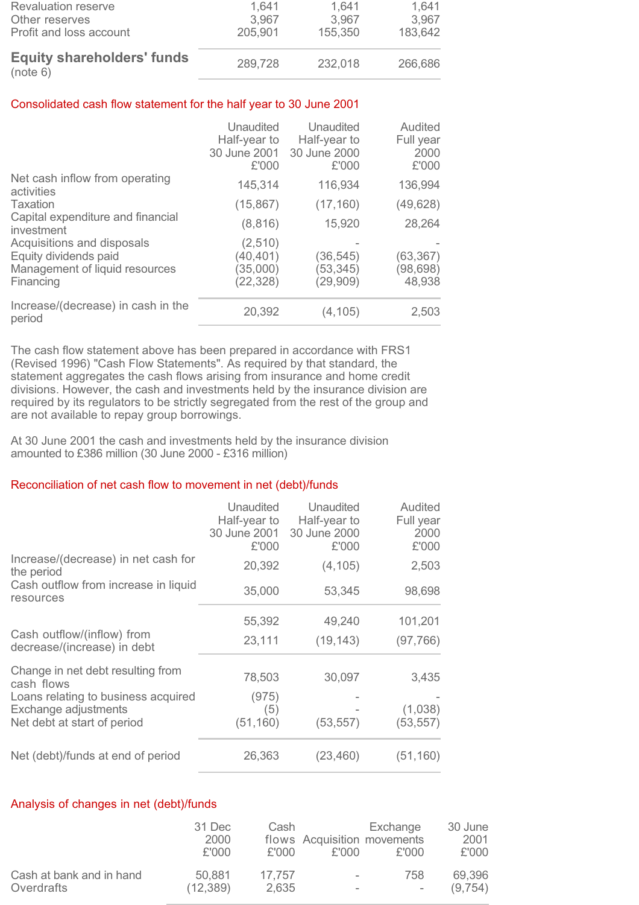| | | | |
|---|---|---|---|
| Revaluation reserve | 1,641 | 1,641 | 1,641 |
| Other reserves | 3,967 | 3,967 | 3,967 |
| Profit and loss account | 205,901 | 155,350 | 183,642 |
| **Equity shareholders' funds** (note 6) | 289,728 | 232,018 | 266,686 |

## Consolidated cash flow statement for the half year to 30 June 2001

| | Unaudited Half-year to 30 June 2001 £'000 | Unaudited Half-year to 30 June 2000 £'000 | Audited Full year 2000 £'000 |
|---|---|---|---|
| Net cash inflow from operating activities | 145,314 | 116,934 | 136,994 |
| Taxation | (15,867) | (17,160) | (49,628) |
| Capital expenditure and financial investment | (8,816) | 15,920 | 28,264 |
| Acquisitions and disposals | (2,510) | - | - |
| Equity dividends paid | (40,401) | (36,545) | (63,367) |
| Management of liquid resources | (35,000) | (53,345) | (98,698) |
| Financing | (22,328) | (29,909) | 48,938 |
| Increase/(decrease) in cash in the period | 20,392 | (4,105) | 2,503 |

The cash flow statement above has been prepared in accordance with FRS1 (Revised 1996) "Cash Flow Statements". As required by that standard, the statement aggregates the cash flows arising from insurance and home credit divisions. However, the cash and investments held by the insurance division are required by its regulators to be strictly segregated from the rest of the group and are not available to repay group borrowings.

At 30 June 2001 the cash and investments held by the insurance division amounted to £386 million (30 June 2000 - £316 million)

## Reconciliation of net cash flow to movement in net (debt)/funds

| | Unaudited Half-year to 30 June 2001 £'000 | Unaudited Half-year to 30 June 2000 £'000 | Audited Full year 2000 £'000 |
|---|---|---|---|
| Increase/(decrease) in net cash for the period | 20,392 | (4,105) | 2,503 |
| Cash outflow from increase in liquid resources | 35,000 | 53,345 | 98,698 |
| | 55,392 | 49,240 | 101,201 |
| Cash outflow/(inflow) from decrease/(increase) in debt | 23,111 | (19,143) | (97,766) |
| Change in net debt resulting from cash flows | 78,503 | 30,097 | 3,435 |
| Loans relating to business acquired | (975) | - | - |
| Exchange adjustments | (5) | - | (1,038) |
| Net debt at start of period | (51,160) | (53,557) | (53,557) |
| Net (debt)/funds at end of period | 26,363 | (23,460) | (51,160) |

## Analysis of changes in net (debt)/funds

| | 31 Dec 2000 £'000 | Cash flows £'000 | Acquisition £'000 | Exchange movements £'000 | 30 June 2001 £'000 |
|---|---|---|---|---|---|
| Cash at bank and in hand | 50,881 | 17,757 | - | 758 | 69,396 |
| Overdrafts | (12,389) | 2,635 | - | - | (9,754) |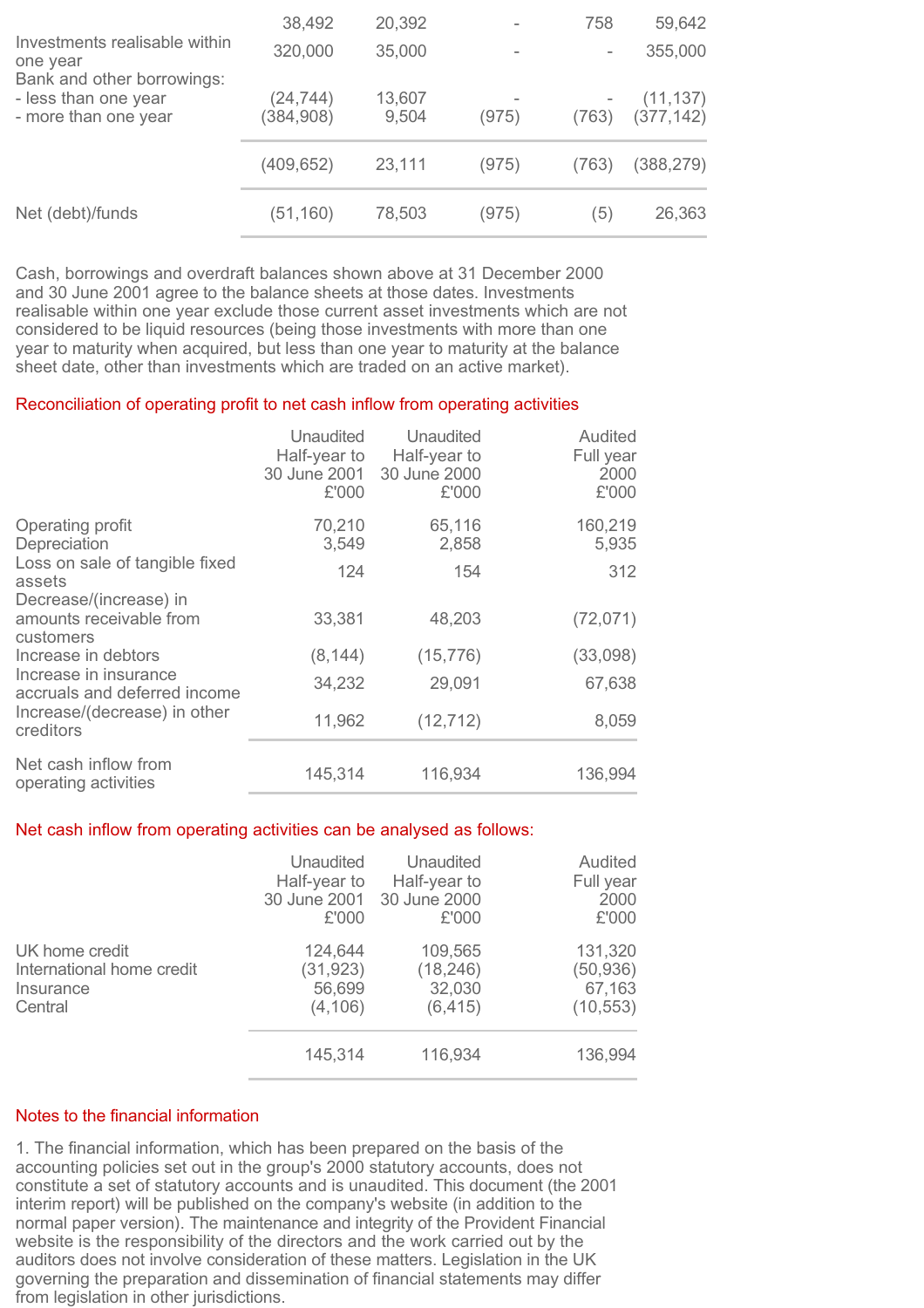| | | | | | |
|---|---|---|---|---|---|
| | 38,492 | 20,392 | - | 758 | 59,642 |
| Investments realisable within one year | 320,000 | 35,000 | - | - | 355,000 |
| Bank and other borrowings: | | | | | |
| - less than one year | (24,744) | 13,607 | - | - | (11,137) |
| - more than one year | (384,908) | 9,504 | (975) | (763) | (377,142) |
| | (409,652) | 23,111 | (975) | (763) | (388,279) |
| Net (debt)/funds | (51,160) | 78,503 | (975) | (5) | 26,363 |

Cash, borrowings and overdraft balances shown above at 31 December 2000 and 30 June 2001 agree to the balance sheets at those dates. Investments realisable within one year exclude those current asset investments which are not considered to be liquid resources (being those investments with more than one year to maturity when acquired, but less than one year to maturity at the balance sheet date, other than investments which are traded on an active market).

## Reconciliation of operating profit to net cash inflow from operating activities

| | Unaudited Half-year to 30 June 2001 £'000 | Unaudited Half-year to 30 June 2000 £'000 | Audited Full year 2000 £'000 |
|---|---|---|---|
| Operating profit | 70,210 | 65,116 | 160,219 |
| Depreciation | 3,549 | 2,858 | 5,935 |
| Loss on sale of tangible fixed assets | 124 | 154 | 312 |
| Decrease/(increase) in amounts receivable from customers | 33,381 | 48,203 | (72,071) |
| Increase in debtors | (8,144) | (15,776) | (33,098) |
| Increase in insurance accruals and deferred income | 34,232 | 29,091 | 67,638 |
| Increase/(decrease) in other creditors | 11,962 | (12,712) | 8,059 |
| Net cash inflow from operating activities | 145,314 | 116,934 | 136,994 |

## Net cash inflow from operating activities can be analysed as follows:

| | Unaudited Half-year to 30 June 2001 £'000 | Unaudited Half-year to 30 June 2000 £'000 | Audited Full year 2000 £'000 |
|---|---|---|---|
| UK home credit | 124,644 | 109,565 | 131,320 |
| International home credit | (31,923) | (18,246) | (50,936) |
| Insurance | 56,699 | 32,030 | 67,163 |
| Central | (4,106) | (6,415) | (10,553) |
| | 145,314 | 116,934 | 136,994 |

## Notes to the financial information

1. The financial information, which has been prepared on the basis of the accounting policies set out in the group's 2000 statutory accounts, does not constitute a set of statutory accounts and is unaudited. This document (the 2001 interim report) will be published on the company's website (in addition to the normal paper version). The maintenance and integrity of the Provident Financial website is the responsibility of the directors and the work carried out by the auditors does not involve consideration of these matters. Legislation in the UK governing the preparation and dissemination of financial statements may differ from legislation in other jurisdictions.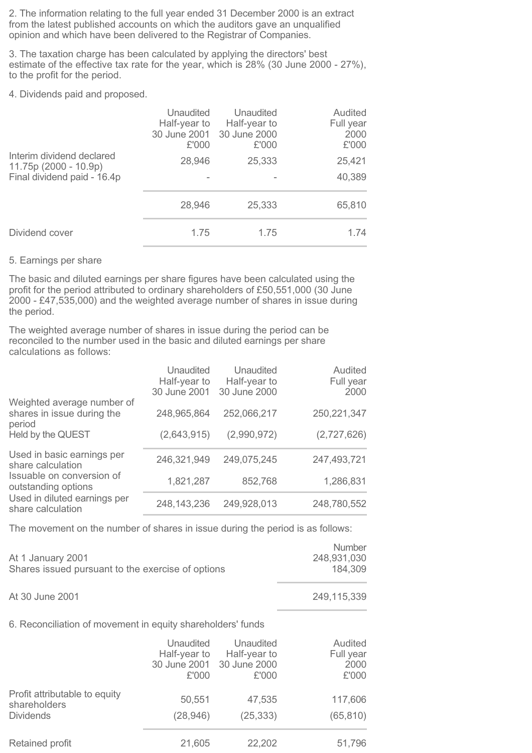2. The information relating to the full year ended 31 December 2000 is an extract from the latest published accounts on which the auditors gave an unqualified opinion and which have been delivered to the Registrar of Companies.

3. The taxation charge has been calculated by applying the directors' best estimate of the effective tax rate for the year, which is 28% (30 June 2000 - 27%), to the profit for the period.

4. Dividends paid and proposed.

| | Unaudited Half-year to 30 June 2001 £'000 | Unaudited Half-year to 30 June 2000 £'000 | Audited Full year 2000 £'000 |
|---|---|---|---|
| Interim dividend declared 11.75p (2000 - 10.9p) | 28,946 | 25,333 | 25,421 |
| Final dividend paid - 16.4p | - | - | 40,389 |
| | 28,946 | 25,333 | 65,810 |
| Dividend cover | 1.75 | 1.75 | 1.74 |

5. Earnings per share

The basic and diluted earnings per share figures have been calculated using the profit for the period attributed to ordinary shareholders of £50,551,000 (30 June 2000 - £47,535,000) and the weighted average number of shares in issue during the period.

The weighted average number of shares in issue during the period can be reconciled to the number used in the basic and diluted earnings per share calculations as follows:

| | Unaudited Half-year to 30 June 2001 | Unaudited Half-year to 30 June 2000 | Audited Full year 2000 |
|---|---|---|---|
| Weighted average number of shares in issue during the period | 248,965,864 | 252,066,217 | 250,221,347 |
| Held by the QUEST | (2,643,915) | (2,990,972) | (2,727,626) |
| Used in basic earnings per share calculation | 246,321,949 | 249,075,245 | 247,493,721 |
| Issuable on conversion of outstanding options | 1,821,287 | 852,768 | 1,286,831 |
| Used in diluted earnings per share calculation | 248,143,236 | 249,928,013 | 248,780,552 |

The movement on the number of shares in issue during the period is as follows:

| | Number |
|---|---|
| At 1 January 2001 | 248,931,030 |
| Shares issued pursuant to the exercise of options | 184,309 |
| At 30 June 2001 | 249,115,339 |

6. Reconciliation of movement in equity shareholders' funds

| | Unaudited Half-year to 30 June 2001 £'000 | Unaudited Half-year to 30 June 2000 £'000 | Audited Full year 2000 £'000 |
|---|---|---|---|
| Profit attributable to equity shareholders | 50,551 | 47,535 | 117,606 |
| Dividends | (28,946) | (25,333) | (65,810) |
| Retained profit | 21,605 | 22,202 | 51,796 |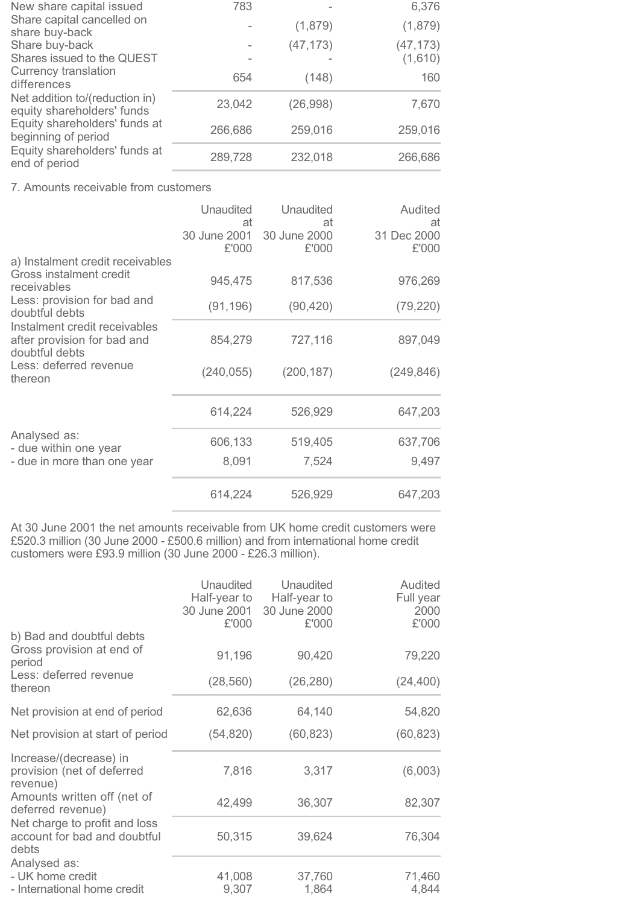| | | | |
|---|---|---|---|
| New share capital issued | 783 | - | 6,376 |
| Share capital cancelled on share buy-back | - | (1,879) | (1,879) |
| Share buy-back | - | (47,173) | (47,173) |
| Shares issued to the QUEST | - | - | (1,610) |
| Currency translation differences | 654 | (148) | 160 |
| Net addition to/(reduction in) equity shareholders' funds | 23,042 | (26,998) | 7,670 |
| Equity shareholders' funds at beginning of period | 266,686 | 259,016 | 259,016 |
| Equity shareholders' funds at end of period | 289,728 | 232,018 | 266,686 |

7. Amounts receivable from customers

| | Unaudited at 30 June 2001 £'000 | Unaudited at 30 June 2000 £'000 | Audited at 31 Dec 2000 £'000 |
|---|---|---|---|
| a) Instalment credit receivables | | | |
| Gross instalment credit receivables | 945,475 | 817,536 | 976,269 |
| Less: provision for bad and doubtful debts | (91,196) | (90,420) | (79,220) |
| Instalment credit receivables after provision for bad and doubtful debts | 854,279 | 727,116 | 897,049 |
| Less: deferred revenue thereon | (240,055) | (200,187) | (249,846) |
| | 614,224 | 526,929 | 647,203 |
| Analysed as: | | | |
| - due within one year | 606,133 | 519,405 | 637,706 |
| - due in more than one year | 8,091 | 7,524 | 9,497 |
| | 614,224 | 526,929 | 647,203 |

At 30 June 2001 the net amounts receivable from UK home credit customers were £520.3 million (30 June 2000 - £500.6 million) and from international home credit customers were £93.9 million (30 June 2000 - £26.3 million).

| | Unaudited Half-year to 30 June 2001 £'000 | Unaudited Half-year to 30 June 2000 £'000 | Audited Full year 2000 £'000 |
|---|---|---|---|
| b) Bad and doubtful debts | | | |
| Gross provision at end of period | 91,196 | 90,420 | 79,220 |
| Less: deferred revenue thereon | (28,560) | (26,280) | (24,400) |
| Net provision at end of period | 62,636 | 64,140 | 54,820 |
| Net provision at start of period | (54,820) | (60,823) | (60,823) |
| Increase/(decrease) in provision (net of deferred revenue) | 7,816 | 3,317 | (6,003) |
| Amounts written off (net of deferred revenue) | 42,499 | 36,307 | 82,307 |
| Net charge to profit and loss account for bad and doubtful debts | 50,315 | 39,624 | 76,304 |
| Analysed as: | | | |
| - UK home credit | 41,008 | 37,760 | 71,460 |
| - International home credit | 9,307 | 1,864 | 4,844 |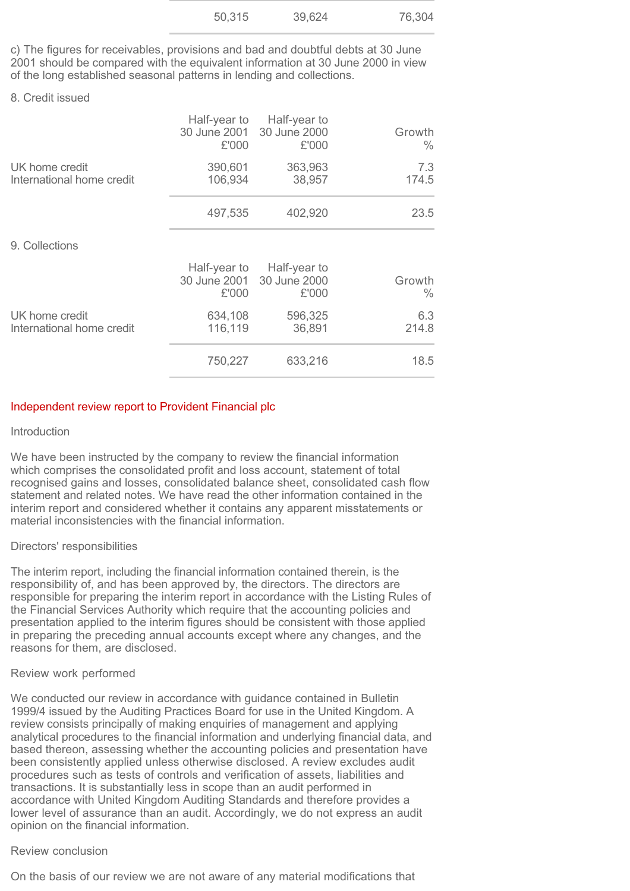| | | | |
|---|---|---|---|
| | 50,315 | 39,624 | 76,304 |

c) The figures for receivables, provisions and bad and doubtful debts at 30 June 2001 should be compared with the equivalent information at 30 June 2000 in view of the long established seasonal patterns in lending and collections.

8. Credit issued

| | Half-year to 30 June 2001 £'000 | Half-year to 30 June 2000 £'000 | Growth % |
|---|---|---|---|
| UK home credit | 390,601 | 363,963 | 7.3 |
| International home credit | 106,934 | 38,957 | 174.5 |
| | 497,535 | 402,920 | 23.5 |

9. Collections

| | Half-year to 30 June 2001 £'000 | Half-year to 30 June 2000 £'000 | Growth % |
|---|---|---|---|
| UK home credit | 634,108 | 596,325 | 6.3 |
| International home credit | 116,119 | 36,891 | 214.8 |
| | 750,227 | 633,216 | 18.5 |

## Independent review report to Provident Financial plc

### Introduction

We have been instructed by the company to review the financial information which comprises the consolidated profit and loss account, statement of total recognised gains and losses, consolidated balance sheet, consolidated cash flow statement and related notes. We have read the other information contained in the interim report and considered whether it contains any apparent misstatements or material inconsistencies with the financial information.

### Directors' responsibilities

The interim report, including the financial information contained therein, is the responsibility of, and has been approved by, the directors. The directors are responsible for preparing the interim report in accordance with the Listing Rules of the Financial Services Authority which require that the accounting policies and presentation applied to the interim figures should be consistent with those applied in preparing the preceding annual accounts except where any changes, and the reasons for them, are disclosed.

### Review work performed

We conducted our review in accordance with guidance contained in Bulletin 1999/4 issued by the Auditing Practices Board for use in the United Kingdom. A review consists principally of making enquiries of management and applying analytical procedures to the financial information and underlying financial data, and based thereon, assessing whether the accounting policies and presentation have been consistently applied unless otherwise disclosed. A review excludes audit procedures such as tests of controls and verification of assets, liabilities and transactions. It is substantially less in scope than an audit performed in accordance with United Kingdom Auditing Standards and therefore provides a lower level of assurance than an audit. Accordingly, we do not express an audit opinion on the financial information.

### Review conclusion

On the basis of our review we are not aware of any material modifications that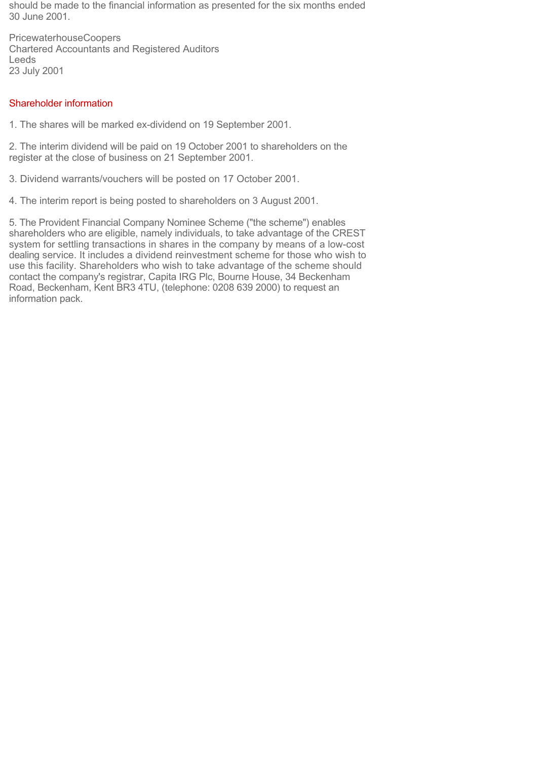should be made to the financial information as presented for the six months ended 30 June 2001.

PricewaterhouseCoopers
Chartered Accountants and Registered Auditors
Leeds
23 July 2001

## Shareholder information

1. The shares will be marked ex-dividend on 19 September 2001.

2. The interim dividend will be paid on 19 October 2001 to shareholders on the register at the close of business on 21 September 2001.

3. Dividend warrants/vouchers will be posted on 17 October 2001.

4. The interim report is being posted to shareholders on 3 August 2001.

5. The Provident Financial Company Nominee Scheme ("the scheme") enables shareholders who are eligible, namely individuals, to take advantage of the CREST system for settling transactions in shares in the company by means of a low-cost dealing service. It includes a dividend reinvestment scheme for those who wish to use this facility. Shareholders who wish to take advantage of the scheme should contact the company's registrar, Capita IRG Plc, Bourne House, 34 Beckenham Road, Beckenham, Kent BR3 4TU, (telephone: 0208 639 2000) to request an information pack.